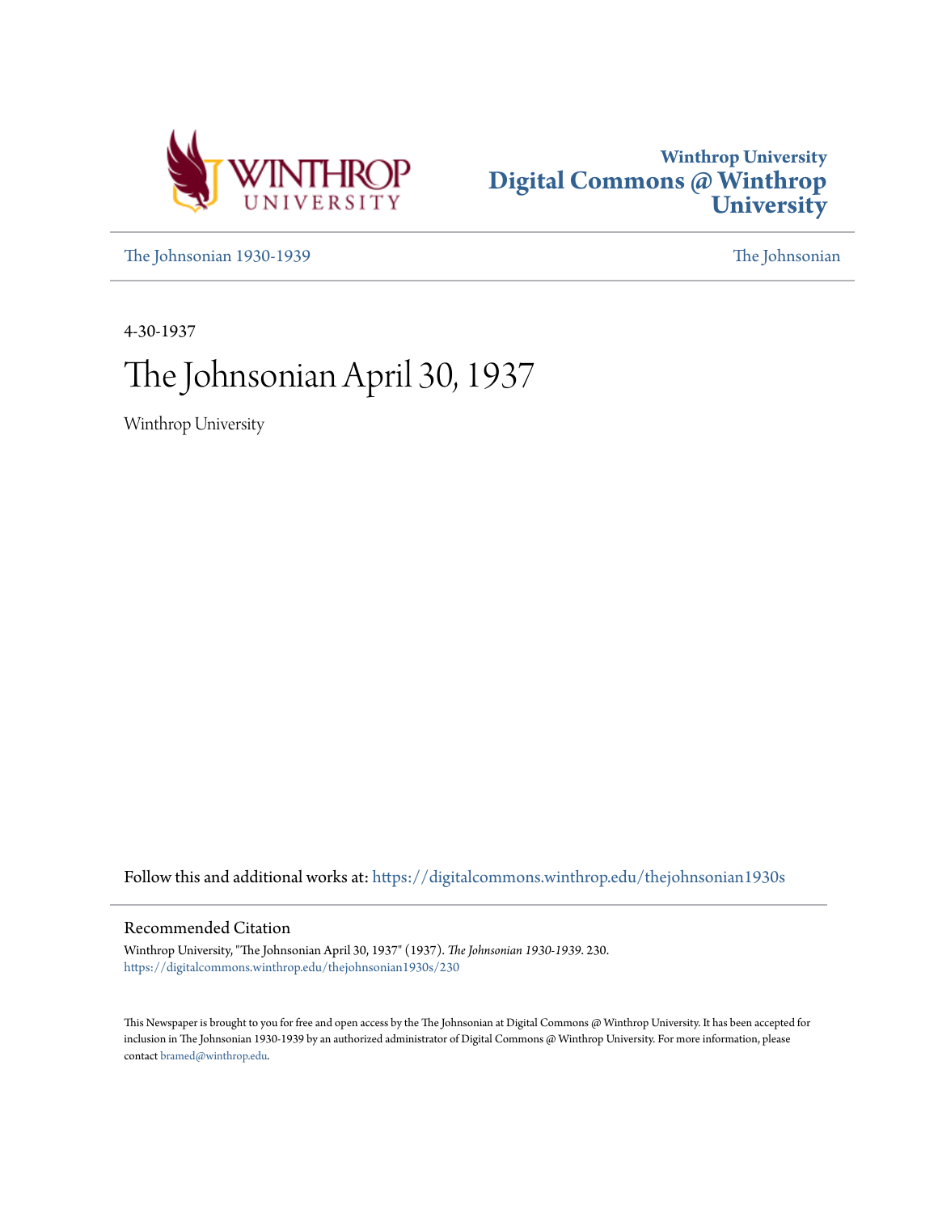Winthrop University
# Digital Commons @ Winthrop University

The Johnsonian 1930-1939 The Johnsonian

4-30-1937

# The Johnsonian April 30, 1937

Winthrop University

Follow this and additional works at: https://digitalcommons.winthrop.edu/thejohnsonian1930s

## Recommended Citation

Winthrop University, "The Johnsonian April 30, 1937" (1937). *The Johnsonian 1930-1939*. 230.
https://digitalcommons.winthrop.edu/thejohnsonian1930s/230

This Newspaper is brought to you for free and open access by the The Johnsonian at Digital Commons @ Winthrop University. It has been accepted for inclusion in The Johnsonian 1930-1939 by an authorized administrator of Digital Commons @ Winthrop University. For more information, please contact bramed@winthrop.edu.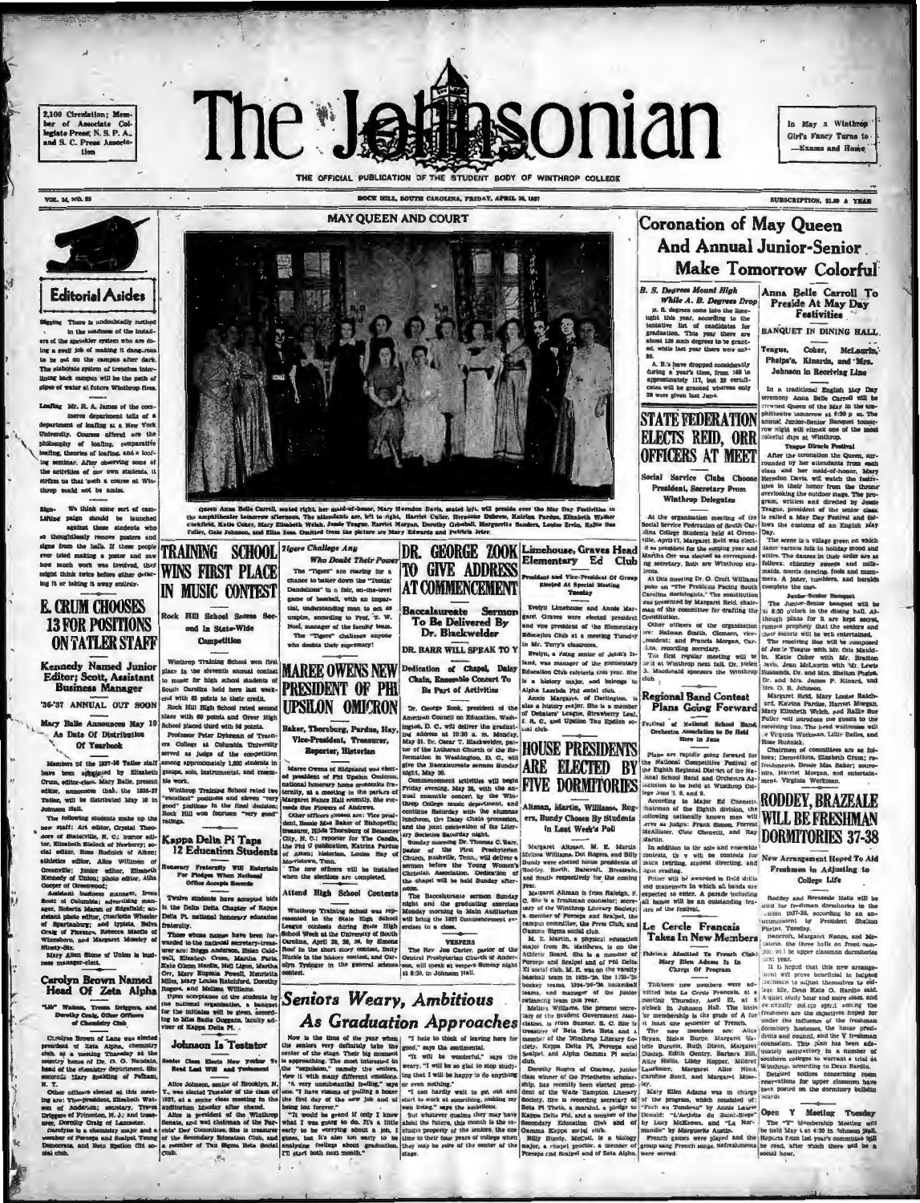2,100 Circulation; Member of Associate Collegiate Press, N. S. P. A., and S. C. Press Association

# The Johnsonian

In May a Winthrop Girl's Fancy Turns to—Exams and Home

THE OFFICIAL PUBLICATION OF THE STUDENT BODY OF WINTHROP COLLEGE

VOL. 14, NO. 25 — ROCK HILL, SOUTH CAROLINA, FRIDAY, APRIL 30, 1937 — SUBSCRIPTION, $1.00 A YEAR

## MAY QUEEN AND COURT

Queen Anna Belle Carroll, seated right, her maid-of-honor, Mary Herndon Davis, seated left, will preside over the May Day Festivities in the amphitheater tomorrow afternoon. The attendants are, left to right, Harriet Culler, Hermione Dubose, Katrina Pardue, Elizabeth Walker Cockfield, Katie Coker, Mary Elizabeth Welch, Jessie Teague, Harriet Morgan, Dorothy Griswold, Marguerite Sanders, Louise Ervin, Rallie Sue Fuller, Gale Johnson, and Elise Ross. Omitted from the picture are Mary Edwards and Patricia Jeter.

## Editorial Asides

**Digging** There is undoubtedly method in the madness of the installers of the sprinkler system who are doing a swell job of making it dang-rous to be out on the campus after dark. The elaborate system of trenches interlining back campus will be the path of pipes of water at future Winthrop fires.

**Loafing** Mr. R. A. James of the commerce department tells of a department of loafing at a New York University. Courses offered are the philosophy of loafing, comparative loafing, theories of loafing, and a loafing seminar. After observing some of the activities of our own students, it strikes us that such a course at Winthrop would not be amiss.

**Sign-Lifting** We think some sort of campaign should be launched against those students who so thoughtlessly remove posters and signs from the halls. If these people ever tried making a poster and saw how much work was involved, they might think twice before either defacing it or taking it away entirely.

## E. CRUM CHOOSES 13 FOR POSITIONS ON TATLER STAFF

### Kennedy Named Junior Editor; Scott, Assistant Business Manager

### '36-'37 ANNUAL OUT SOON

### Mary Balle Announces May 10 As Date Of Distribution Of Yearbook

Members of the 1937-38 Tatler staff have been appointed by Elizabeth Crum, editor-elect. Mary Balle, present editor, announces that the 1936-37 Tatler will be distributed May 10 in Johnson Hall.

The following students make up the new staff: Art editor, Crystal Theodore of Statesville, N. C.; humor editor, Elizabeth Bielock of Newberry; social editor, Rose Rudnick of Aiken; athletics editor, Alice Williams of Greenville; junior editor, Elizabeth Kennedy of Union; photo editor, Atha Cooper of Greenwood;

Assistant business manager, Irene Scott of Columbia; advertising manager, Roberta Marsh of Edgefield; assistant photo editor, Charlotte Wheeler of Spartanburg; and typists, Belva Craig of Florence, Rebecca Marlin of Winnsboro, and Margaret Mosley of Ninety-Six.

Mary Allen Stone of Union is business manager-elect.

## Carolyn Brown Named Head Of Zeta Alpha

### "Lib" Watson, Treena Driggers, and Dorothy Craig, Other Officers of Chemistry Club

Carolyn Brown of Lane was elected president of Zeta Alpha, chemistry club, at a meeting Tuesday at the country home of Dr. O. O. Naudain, head of the chemistry department. She succeeds Mary Spalding of Pelham, N. Y.

Other officers elected at this meeting are: Vice-president, Elizabeth Watson of Anderson; secretary, Treena Driggers of Princeton, N. J.; and treasurer, Dorothy Craig of Lancaster.

Carolyn is a chemistry major and a member of Forceps and Scalpel, Young Democrats, and Beta Epsilon Chi social club.

## TRAINING SCHOOL WINS FIRST PLACE IN MUSIC CONTEST

### Rock Hill School Scores Second in State-Wide Competition

Winthrop Training School won first place in the eleventh annual contest in music for high school students of South Carolina held here last week-end with 63 points to their credit.

Rock Hill High School rated second place with 60 points and Greer High School placed third with 56 points.

Professor Peter Dykeman of Teachers College at Columbia University served as judge of the competition among approximately 1,600 students in groups, solo, instrumental, and ensemble work.

Winthrop Training School rated two "excellent" positions and eleven "very good" positions in the final decision; Rock Hill won fourteen "very good" ratings.

## Kappa Delta Pi Taps 12 Education Students

### Honorary Fraternity Will Entertain For Pledges When National Office Accepts Records

Twelve students have accepted bids in the Delta Delta Chapter of Kappa Delta Pi, national honorary education fraternity.

Those whose names have been forwarded to the national secretary-treasurer are: Briggs Anderson, Helen Caldwell, Elizabeth Crum, Martha Faris, Kate Glenn Hardin, Nell Ligon, Martha Orr, Mary Eugenia Powell, Henrietta Mills, Mary Louise Ratchford, Dorothy Rogers, and Melissa Williams.

Upon acceptance of the students by the national organization, a banquet for the initiates will be given, according to Miss Sadie Goggans, faculty adviser of Kappa Delta Pi.

## Johnson Is Testator

### Senior Class Elects New Yorker To Read Last Will and Testament

Alice Johnson, senior of Brooklyn, N. Y., was elected Testator of the class of 1937, at a senior class meeting in the auditorium Monday after chapel.

Alice is president of the Winthrop Senate, and was chairman of the Parents' Day Committee. She is treasurer of the Secondary Education Club, and a member of Tau Sigma Beta Social Club.

## Tigers Challenge Any Who Doubt Their Power

The "Tigers" are rearing for a chance to batter down the "Tootsie" Dandelions" in a fair, on-the-level game of baseball, with an impartial, understanding man to act as umpire, according to Prof. T. W. Noel, manager of the faculty team.

The "Tigers" challenge anyone who doubts their supremacy!

## MAREE OWENS NEW PRESIDENT OF PHI UPSILON OMICRON

### Baker, Thornburg, Pardue, Hay, Vice-President, Treasurer, Reporter, Historian

Maree Owens of Ridgeland was elected president of Phi Upsilon Omicron, national honorary home economics fraternity, at a meeting in the parlors of Margaret Nance Hall recently. She succeeds Sue Flowers of Andrews.

Other officers chosen are: Vice president, Bessie Mae Baker of Bishopville; treasurer, Hilda Thornburg of Bessemer City, N. C.; reporter for The Candle, the Phi U publication, Katrina Pardue of Aiken; historian, Louise Hay of Morristown, Tenn.

The new officers will be installed when the elections are completed.

### Attend High School Contests

Winthrop Training School was represented in the State High School League contests during State High School Week at the University of South Carolina, April 22, 23, 24, by Simons Roof in the short story contest, Betty Huckle in the history contest, and Carolyn Tydinger in the general science contest.

## DR. GEORGE ZOOK TO GIVE ADDRESS AT COMMENCEMENT

### Baccalaureate Sermon To Be Delivered By Dr. Blackwelder

### DR. BARR WILL SPEAK TO Y

### Dedication of Chapel, Daisy Chain, Ensemble Concert To Be Part of Activities

Dr. George Zook, president of the American Council on Education, Washington, D. C., will deliver the graduating address at 10:30 a. m. Monday, May 31. Dr. Oscar F. Blackwelder, pastor of the Lutheran Church of the Reformation in Washington, D. C., will give the Baccalaureate sermon Sunday night, May 30.

Commencement activities will begin Friday evening, May 28, with the annual ensemble concert by the Winthrop College music department, and continue Saturday with the alumnae luncheon, the Daisy Chain procession, and the joint celebration of the Literary Societies Saturday night.

Sunday morning Dr. Thomas C. Barr, pastor of the First Presbyterian Church, Nashville, Tenn., will deliver a sermon before the Young Women's Christian Association. Dedication of the chapel will be held Sunday afternoon.

The Baccalaureate sermon Sunday night and the graduating exercises Monday morning in Main Auditorium will bring the 1937 Commencement exercises to a close.

#### VESPERS

The Rev. Joe Carter, pastor of the Central Presbyterian Church of Anderson, will speak at vespers Sunday night at 6:30, in Johnson Hall.

## Limehouse, Graves Head Elementary Ed Club

### President and Vice-President Of Group Elected At Special Meeting Tuesday

Evelyn Limehouse and Annie Margaret Graves were elected president and vice president of the Elementary Education Club at a meeting Tuesday in Mr. Terry's classroom.

Evelyn, a rising senior of John's Island, was manager of the elementary Education Club cafeteria this year. She is a history major, and belongs to Alpha Lambda Phi social club.

Annie Margaret, of Darlington, is also a history major. She is a member of Debaters' League, Strawberry Leaf, I. R. C., and Upsilon Tau Epsilon social club.

## HOUSE PRESIDENTS ARE ELECTED BY FIVE DORMITORIES

### Altman, Martin, Williams, Rogers, Bundy Chosen By Students in Last Week's Poll

Margaret Altman, M. E. Martin, Melissa Williams, Dot Rogers, and Billy Bundy were elected house presidents of Roddey, North, Bancroft, Breazeale, and South respectively for the coming year.

Margaret Altman is from Raleigh, N. C. She is a freshman counselor; secretary of the Winthrop Literary Society; a member of Forceps and Scalpel, the campus committee, the Press Club, and Gamma Sigma social club.

M. E. Martin, a physical education major from St. Matthews, is on the Athletic Board. She is a member of Forceps and Scalpel and of Phi Delta Xi social club. M. E. was on the varsity baseball team in 1935-'36, the 1935-'36 hockey teams, 1934-'35-'36 basketball teams, and manager of the junior swimming team this year.

Melissa Williams, the present secretary of the Student Government Association, is from Sumter, S. C. She is treasurer of Beta Beta Beta and a member of the Winthrop Literary Society, Kappa Delta Pi, Forceps and Scalpel, and Alpha Gamma Pi social club.

Dorothy Rogers of Conway, junior class winner of the Friedheim scholarship, has recently been elected president of the Wade Hampton Literary Society. She is recording secretary of Beta Pi Theta, a marshal, a pledge to Kappa Delta Phi, and a member of the Secondary Education Club and of Gamma Xi Kappa social club.

Billy Bundy, McColl, is a biology major, a chapel proctor, a member of Forceps and Scalpel and of Zeta Alpha.

## Seniors Weary, Ambitious As Graduation Approaches

Now is the time of the year when the seniors very definitely take the center of the stage. Their big moment is approaching. The most interested in the "expulsion," namely the seniors, view it with many different emotions.

"A very unsubstantial feeling," says one. "I have visions of pulling a boner the first day of the new job and of being lost forever."

"It would be grand if only I knew what I was going to do. It's a little bit early to be worrying about a job, I guess, but it's also too early to be analyzing feelings about graduation. I'll start both next month."

"I hate to think of leaving here for good," says the sentimental.

"It will be wonderful," says the weary. "I will be so glad to stop studying that I will be happy to do anything or even nothing."

"I can hardly wait to get out and start to work at something, making my own living," says the ambitious.

But whatever qualms they may have about the future, this month is the exclusive property of the seniors, the one time in their four years of college when they may be sure of the center of the stage.

## Coronation of May Queen And Annual Junior-Senior Make Tomorrow Colorful

### Anna Belle Carroll To Preside At May Day Festivities

### BANQUET IN DINING HALL

### Teague, Coker, McLaurin, Phelps's, Kinards, and Mrs. Johnson in Receiving Line

In a traditional English May Day ceremony Anna Belle Carroll will be crowned Queen of the May in the amphitheater tomorrow at 6:30 p. m. The annual Junior-Senior Banquet tomorrow night will climax one of the most colorful days at Winthrop.

#### Teague Directs Festival

After the coronation the Queen, surrounded by her attendants from each class and her maid-of-honor, Mary Herndon Davis, will watch the festivities in their honor from the throne overlooking the outdoor stage. The program, written and directed by Jessie Teague, president of the senior class, is called a May Day Festival and follows the customs of an English May Day.

The scene is a village green on which dance various folk in holiday mood and attire. The dances in their order are as follows: chimney sweeps and milkmaids, morris dancing, fools and mummers. A jester, tumblers, and heralds complete the cast.

#### Junior-Senior Banquet

The Junior-Senior banquet will be at 8:30 o'clock in the dining hall. Although plans for it are kept secret, rumors prophesy that the seniors and their escorts will be well entertained.

The receiving line will be composed of Jessie Teague with Mr. Ora Mauldin, Katie Coker with Mr. Bratton Davis, Jean McLaurin with Mr. Lewis Husbands, Dr. and Mrs. Shelton Phelps, Dr. and Mrs. James P. Kinard, and Mrs. D. B. Johnson.

Margaret Reid, Mary Louise Ratchford, Katrina Pardue, Harriet Morgan, Mary Elizabeth Welch, and Rallie Sue Fuller will introduce the guests to the receiving line. The head waitresses will be Virginia Workman, Lillie Bailes, and Rose Rudnick.

Chairmen of committees are as follows: Decorations, Elizabeth Crum; refreshments, Bessie Mae Baker; souvenirs, Harriet Morgan, and entertainment, Virginia Workman.

## B. S. Degrees Mount High While A. B. Degrees Drop

B. S. degrees come into the limelight this year, according to the tentative list of candidates for graduation. This year there are about 126 such degrees to be granted, while last year there were only 98.

A. B.'s have dropped considerably during a year's time, from 168 to approximately 117, but 33 certificates will be granted whereas only 29 were given last June.

## STATE FEDERATION ELECTS REID, ORR OFFICERS AT MEET

### Social Service Clubs Choose President, Secretary From Winthrop Delegates

At the organization meeting of the Social Service Federation of South Carolina College Students held at Greenville, April 17, Margaret Reid was elected president for the coming year and Martha Orr was elected as corresponding secretary. Both are Winthrop students.

At this meeting Dr. O. Croft Williams spoke on "The Problems Facing South Carolina Sociologists." The constitution was presented by Margaret Reid, chairman of the committee for drafting the constitution.

Other officers of the organization are: Holman Smith, Clemson, vice-president; and Francis Morgan, Carlisle, recording secretary.

The first regular meeting will be held at Winthrop next fall. Dr. Helen J. Macdonald sponsors the Winthrop club.

## Regional Band Contest Plans Going Forward

### Festival of National School Band Orchestra Association to Be Held Here in June

Plans are rapidly going forward for the National Competitive Festival of the Eighth Regional District of the National School Band and Orchestra Association to be held at Winthrop College June 7, 8, and 9.

According to Major Ed Chenette, chairman of the Eighth division, the following nationally known men will serve as judges: Frank Simon, Forrest McAllister, Clele Chenette, and Ray Martin.

In addition to the solo and ensemble contests, there will be contests for baton twirling, student directing, and sight reading.

Prizes will be awarded in field drills and maneuvers in which all bands are expected to enter. A parade including all bands will be an outstanding feature of the festival.

## Le Cercle Francais Takes In New Members

### Thirteen Admitted To French Club; Mary Ellen Adams Is In Charge Of Program

Thirteen new members were admitted into Le Cercle Français at a meeting Thursday, April 22, at 6 o'clock in Johnson Hall. The basis for membership is the grade of A for at least one semester of French.

The new members are: Alice Bryan, Helen Burge, Margaret Estelle Burnett, Ruth Dixon, Margaret Dunlap, Edith Gentry, Barbara Hill, Alice Hollis, Libby Hopper, Mildred Laurimore, Margaret Alice Nims, Caroline Sand, and Margaret Mosely.

Mary Ellen Adams was in charge of the program, which consisted of: "Pour un Tombeau" by Annie Leconte Donald; "L'Arlésite du Saint-Siège" by Lucy McKeown, and "La Normandie" by Marguerite Austin.

French games were played and the group sang French songs. Refreshments were served.

## RODDEY, BRAZEALE WILL BE FRESHMAN DORMITORIES 37-38

### New Arrangement Hoped To Aid Freshmen in Adjusting to College Life

Roddey and Breazeale Halls will be used for freshman dormitories in the session 1937-38, according to an announcement by President Shelton Phelps Tuesday.

Bancroft, Margaret Nance, and McLaurin, the three halls on front campus, will be upper classman dormitories next year.

It is hoped that this new arrangement will prove beneficial in helping freshmen to adjust themselves to college life, Dean Kate G. Hardin said. A quiet study hour and more ease, and eventually collegiate spirit among the freshmen are the objectives hoped for under the influence of the freshman dormitory hostesses, the house presidents and council, and the Y freshman counselors. This plan has been adequately satisfactory in a number of southern colleges to warrant a trial at Winthrop, according to Dean Hardin.

Detailed notices concerning room reservations for upper classmen have been posted on the dormitory bulletin boards.

## Open Y Meeting Tuesday

The "Y" Membership Meeting will be held May 4 at 6:30 in Johnson Hall. Reports from last year's committee will be read, after which there will be a social hour.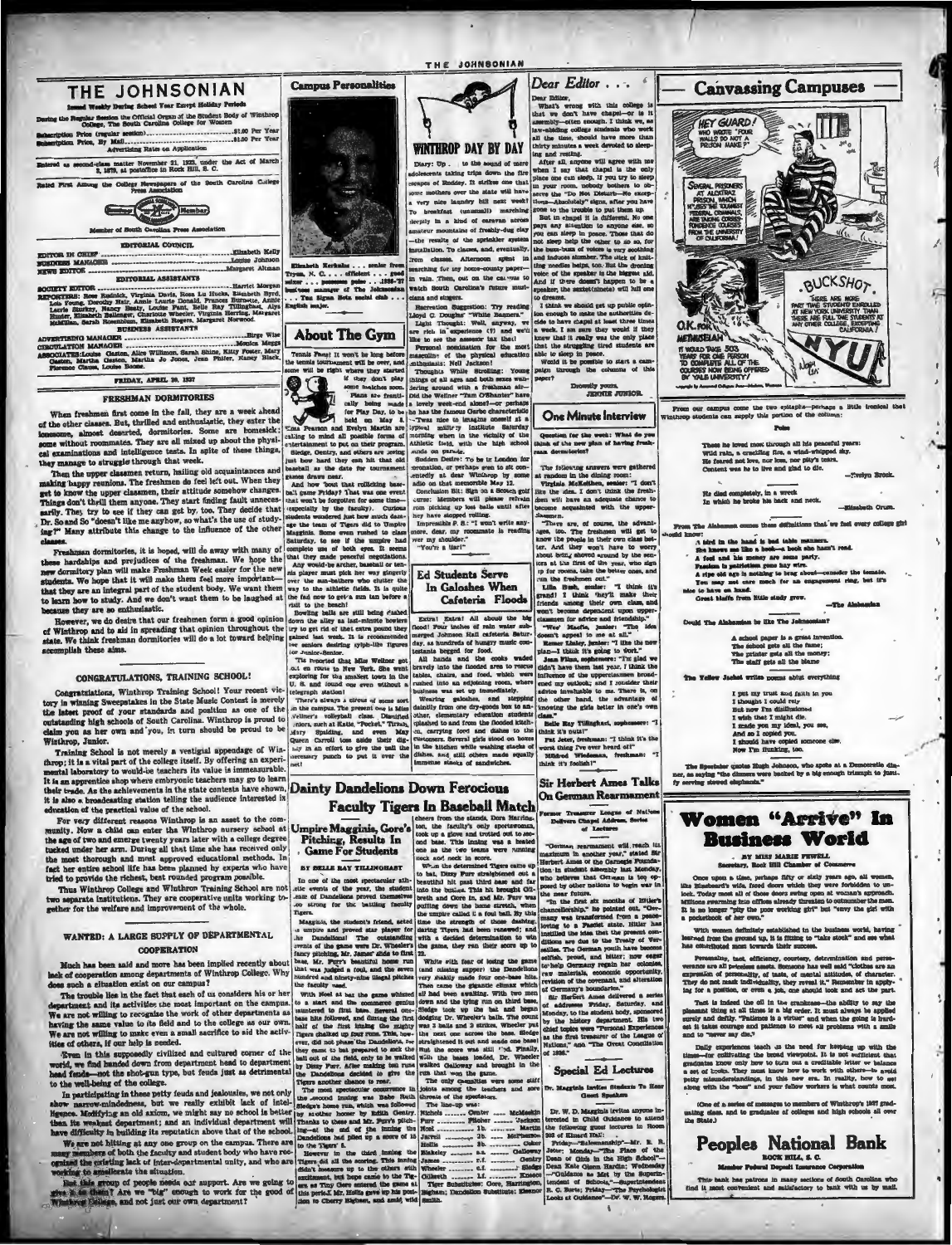# THE JOHNSONIAN

Issued Weekly During School Year Except Holiday Periods

During the Regular Session the Official Organ of the Student Body of Winthrop College, The South Carolina College for Women

Subscription Price (regular session) .......... $1.00 Per Year
Subscription Price, By Mail .......... $1.50 Per Year

Advertising Rates on Application

Entered as second-class matter November 21, 1923, under the Act of March 3, 1879, at postoffice in Rock Hill, S. C.

Rated First Among the College Newspapers of the South Carolina College Press Association

Member of South Carolina Press Association

### EDITORIAL COUNCIL

EDITOR IN CHIEF .......... Elizabeth Kelly
BUSINESS MANAGER .......... Louise Johnson
NEWS EDITOR .......... Margaret Altman

### EDITORIAL ASSISTANTS

SOCIETY EDITOR .......... Harriet Morgan

REPORTERS: Rose Rodnick, Virginia Davis, Rosa Lu Hucks, Elizabeth Byrd, Lois Young, Dorothy Hair, Annie Laurie Donald, Frances Burnette, Annie Laurie Shirley, Nancy Beatty, Louise Pant, Belle Ray Tillinghast, Alys Hunter, Elizabeth Ballenger, Charlotte Wheeler, Virginia Herring, Margaret Mullinax, Sarah Rosenblum, Elizabeth Rogers, Margaret Norwood.

### BUSINESS ASSISTANTS

ADVERTISING MANAGER .......... Birge Wise
CIRCULATION MANAGER .......... Monica Meggs

ASSOCIATES: Louise Gaston, Alice Wilkinson, Sarah Shine, Kitty Foster, Mary Gaston, Martha Clarkson, Martha Jo Jones, Jean Phifer, Nancy Black, Florence Clauss, Louise Boone.

FRIDAY, APRIL 30, 1937

## FRESHMAN DORMITORIES

When freshmen first come in the fall, they are a week ahead of the other classes. But, thrilled and enthusiastic, they enter the lonesome, almost deserted, dormitories. Some are homesick; some without roommates. They are all mixed up about the physical examinations and intelligence tests. In spite of these things, they manage to struggle through that week.

Then the upper classmen return, hailing old acquaintances and making happy reunions. The freshmen do feel left out. When they get to know the upper classmen, their attitude somehow changes. Things don't thrill them anymore. They start finding fault unnecessarily. They try to see if they can get by, too. They decide that Dr. So and So "doesn't like me anyhow, so what's the use of studying?" Many attribute this change to the influence of the other classes.

Freshman dormitories, it is hoped, will do away with many of these hardships and prejudices of the freshman. We hope the new dormitory plan will make Freshman Week easier for the new students. We hope that it will make them feel more important—that they are an integral part of the student body. We want them to learn how to study. And we don't want them to be laughed at because they are so enthusiastic.

However, we do desire that our freshmen form a good opinion of Winthrop and to aid in spreading that opinion throughout the state. We think freshman dormitories will do a lot toward helping accomplish these aims.

## CONGRATULATIONS, TRAINING SCHOOL!

Congratulations, Winthrop Training School! Your recent victory in winning Sweepstakes in the State Music Contest is merely the latest proof of your standards and position as one of the outstanding high schools of South Carolina. Winthrop is proud to claim you as her own and you, in turn should be proud to be Winthrop, Junior.

Training School is not merely a vestigial appendage of Winthrop; it is a vital part of the college itself. By offering an experimental laboratory to would-be teachers its value is immeasurable. It is an apprentice shop where embryonic teachers may go to learn their trade. As the achievements in the state contests have shown, it is also a broadcasting station telling the audience interested in education of the practical value of the school.

For very different reasons Winthrop is an asset to the community. Now a child can enter the Winthrop nursery school at the age of two and emerge twenty years later with a college degree tucked under her arm. During all that time she has received only the most thorough and most approved educational methods. In fact her entire school life has been planned by experts who have tried to provide the richest, best rounded program possible.

Thus Winthrop College and Winthrop Training School are not two separate institutions. They are cooperative units working together for the welfare and improvement of the whole.

## WANTED: A LARGE SUPPLY OF DEPARTMENTAL COOPERATION

Much has been said and more has been implied recently about lack of cooperation among departments of Winthrop College. Why does such a situation exist on our campus?

The trouble lies in the fact that each of us considers his or her department and its activities the most important on the campus. We are not willing to recognize the work of other departments as having the same value to the field and to the college as our own. We are not willing to make even a small sacrifice to aid the activities of others if our help is needed.

Even in this supposedly civilized and cultured corner of the world, we find handed down from department head to department head feuds—not the shot-gun type, but feuds just as detrimental to the well-being of the college.

In participating in these petty feuds and jealousies, we not only show narrow-mindedness, but we really exhibit lack of intelligence. Modifying an old axiom, we might say no school is better than its weakest department; and an individual department will have difficulty in building its reputation above that of the school.

We are not hitting at any one group on the campus. There are many members of both the faculty and student body who have recognized the existing lack of inter-departmental unity, and who are working to remedy the situation.

But this group of people needs our support. Are we going to give it to them? Are we "big" enough to work for the good of Winthrop College, and not just our own department?

## Campus Personalities

Elizabeth Kerhulas . . . senior from Tryon, N. C. . . . efficient . . . good mixer . . . possesses poise . . . 1936-'37 business manager of The Johnsonian . . . Tau Sigma Nota social club . . . English major.

## About The Gym

Tennis Fans! It won't be long before the tennis tournament will be over, and some will be right where they started . . . if they don't play some matches soon. Plans are frantically being made for Play Day, to be held on May 8. Edna Pearson and Evelyn Martin are calling to mind all possible forms of entertainment to put on their program.

Sledge, Gentry, and others are going just how hard they can hit that old baseball as the date for tournament games draws near.

And how 'bout that rollicking baseball game Friday? That was one event that won't be forgotten for some time—especially by the faculty. Curious students wondered just how much damage the team of Tigers did to Umpire Magginis. Some even rushed to class Saturday, to see if the umpire had complete use of both eyes. It seems that they made peaceful negotiations.

Any would-be archer, baseball or tennis player must pick her way gingerly over the sun-bathers who clutter the way to the athletic fields. It is quite the fad now to get a tan before a visit to the beach!

Bowling balls are still being slashed down the alley as last-minute bowlers try to get rid of that extra pound they gained last week. It is recommended for seniors desiring sylph-like figures for Junior-Senior.

'Tis reported that Miss Wellner got out en route to New York. She went exploring for the smallest town in the U. S. and found one even without a telegraph station!

There's always a circus of some sort in the campus. The present one is Miss Wellner's volleyball class. Dignified seniors, such as Katie, "Pocket," Tirzah, Mary Spalding, and even May Queen Carroll too, take their dignity in an effort to give the ball the necessary punch to put it over the net!

## WINTHROP DAY BY DAY

Diary: Up . . . to the sound of mere adolescents taking trips down the fire escapes of Roddey. It strikes one that some mothers over the state will have a very nice laundry bill next week! To breakfast (unusual!) marching deeply in a kind of caravan across amateur mountains of freshly-dug clay—the results of the sprinkler system installation. To classes, and eventually, from classes. Afternoon spent in searching for my horse-county paper—in vain. Then, out on the campus to watch South Carolina's future musicians and singers.

Recreation Suggestion: Try reading Lloyd C. Douglas' "White Banners."

Light Thought: Well, anyway, we are rich in experience (?) and we'll like to see the assessor tax that!

Personal nomination for the most masculine of the physical education enthusiasts: Nell Jackson!

Thoughts While Strolling: Young things of all ages and both sexes wandering around with a freshman air—Did the Wellner "Ham O'Shanter" have a lovely week-end alone?—or perhaps she has the famous Garbo characteristic—'Twas nice to imagine oneself at a typical military institute Saturday morning when in the vicinity of the Athletic field, with the high school cadets on parade.

Sudden Desire: To be at London for coronation, or perhaps even to sit concertedly at dear Winthrop by some radio on that memorable May 12.

Conclusion Bit: Sign on a Scotch golf course: Members will please refrain from picking up lost balls until after they have stopped rolling.

Impossible P. S.: "I won't write anymore, dear, my roommate is reading over my shoulder."

"You're a liar!"

## Ed Students Serve In Galoshes When Cafeteria Floods

Extra! Extra! All about the big flood! Four inches of rain water submerged Johnson Hall cafeteria Saturday, as hundreds of hungry music contestants begged for food.

All hands and the cooks waded bravely into the flooded area to rescue tables, chairs, and food, which were rushed into an adjoining room, where business was set up immediately.

Wearing galoshes, and stepping daintily from one dry-goods box to another, elementary education students splashed to and from the flooded kitchen, carrying food and dishes to the customers. Several girls stood on boxes in the kitchen while washing stacks of dishes, and still others made equally immense stacks of sandwiches.

## Dainty Dandelions Down Ferocious Faculty Tigers In Baseball Match

### Umpire Magginis, Gore's Pitching, Results In Game For Students

BY BELLE RAY TILLINGHAST

In one of the most spectacular athletic events of the year, the student team of Dandelions proved themselves too strong for the battling faculty Tigers.

Magginis, the student's friend, acted as umpire and proved star player for the Dandelions! The outstanding events of the game were Dr. Wheeler's fancy pitching, Mr. James' slide to first base, Mr. Furr's beautiful home run that was judged a foul, and the seven hundred and ninety-nine illegal pitches the faculty used.

With Noel at bat the game whizzed to a start and the commerce genius sauntered to first base. Several useless hits followed, and during the first half of the first inning the mighty Tigers chalked up four runs. Then, however, did not phase the Dandelions, for they came to bat prepared to sock the ball out of the field, only to be walked by Dizzy Furr. After making ten runs the Dandelions decided to give the Tigers another chance to roar.

The most spectacular occurrence in the second inning was Babe Ruth Sledge's home run, which was followed by another homer by Eddie Gentry. Thanks to these and Mr. Furr's pitching—at the end of the inning the Dandelions had piled up a score of 16 to the Tigers' 5.

However in the third inning the Tigers did all the scoring. This scoring didn't measure up to the others with excitement, but hope came to the Tigers as Tiny Gore entered the game at this point. Mr. Hollis gave up his position to Cherry Bigham, and amid wild cheers from the stands, Dora Harrington, the faculty's only sportswoman, took up a glove and trotted out to second base. This inning was a heated one as the two teams were running neck and neck in score.

When the determined Tigers came up to bat, Dizzy Furr straightened out a beautiful hit just third base and for into the bushes. This hit brought Gilbreth and Gore in, and Mr. Furr was pulling down the home stretch, when the umpire called it a foul ball. By this time the strength of those dashing, daring Tigers had been renewed; and with a decided determination to win the game, they ran their score up to 22.

White with fear of losing the game (and missing supper) the Dandelions very shakily made four one-base hits. Then came the gigantic climax which all had been awaiting. With two men down and the tying run on third base, Sledge took up the bat and began dodging Dr. Wheeler's balls. The count was 3 balls and 2 strikes, Wheeler put the next one across the base. Sledge straightened it out and made one base! But the score was still tied. Finally, with the bases loaded, Dr. Wheeler walked Galloway and brought in the run that won the game.

The only casualties were some stiff joints among the teachers and sore throats of the spectators.

The line-up was:

| | | |
|---|---|---|
| Nichols | Catcher | McMeekin |
| Furr | Pitcher | Jackson |
| Noel | 1b | Martin |
| Jarrell | 2b | Mirmasso |
| Hollis | 3b | Coker |
| Blakeley | s.s. | Galloway |
| James | r.f. | Gentry |
| Wheeler | c.f. | Sledge |
| Gilbreth | l.f. | Knesco |

Tiger Substitutes: Gore, Harrington, Bigham; Dandelion Substitute: Eleanor Smith.

## Dear Editor . . .

Dear Editor,

What's wrong with this college is that we don't have chapel—or is it assembly—often enough. I think we, as law-abiding college students who work all the time, should have more than thirty minutes a week devoted to sleeping and resting.

After all, anyone will agree with me when I say that chapel is the only place one can sleep. If you try to sleep in your room, nobody bothers to observe the "Do Not Disturb"—No exceptions—Absolutely" signs, after you have gone to the trouble to put them up.

But in chapel it is different. No one pays any attention to anyone else, so you can sleep in peace. Those that do not sleep help the other to do so, for the buzz-buzz of voices is very soothing and induces slumber. The click of knitting needles helps, too. But the droning voice of the speaker is the biggest aid. And if there doesn't happen to be a speaker, the sextet(minute) will lull one to dreams.

I think we should get up public opinion enough to make the authorities decide to have chapel at least three times a week. I am sure they would if they knew that it really was the only place that the struggling tired students are able to sleep in peace.

Would it be possible to start a campaign through the columns of this paper?

Drowsily yours,
JENNIE JUNIOR.

## One Minute Interview

Question for the week: What do you think of the new plan of having freshman dormitories?

The following answers were gathered at random in the dining room:

**Virginia McKeithen, senior:** "I don't like the idea. I don't think the freshmen will have an adequate chance to become acquainted with the upperclassmen.

"There are, of course, the advantages, too. The freshmen will get to know the people in their own class better. And they won't have to worry about being shoved around by the seniors at the first of the year, who sign up for rooms, take the better ones, and run the freshmen out."

**Lilla Bush, senior:** "I think it's grand! I think they'll make their friends among their own class, and won't become dependent upon upperclassmen for advice and friendship."

**"Wes" Moseley, junior:** "The idea doesn't appeal to me at all."

**Ramer Linley, junior:** "I like the new plan—I think it's going to work."

**Jean Filson, sophomore:** "I'm glad we didn't have them last year. I think the influence of the upperclassmen broadened my outlook; and I consider their advice invaluable to me. There is, on the other hand, the advantage of knowing the girls better in one's own class."

**Belle Ray Tillinghast, sophomore:** "I think it's swell!"

**Pat Jeter, freshman:** "I think it's the worst thing I've ever heard of!"

**Mildred Wiedemann, freshman:** "I think it's foolish!"

## Sir Herbert Ames Talks On German Rearmament

### Former Treasurer League of Nations Delivers Chapel Address, Series of Lectures

"German rearmament will reach its maximum in another year," stated Sir Herbert Ames of the Carnegie Foundation in student assembly last Monday, who believes that German is too opposed by other nations to begin war in the near future.

"In the first six months of Hitler's chancellorship," he pointed out, "Germany was transformed from a peace-loving to a Fascist state. Hitler has instilled the idea that the present conditions are due to the Treaty of Versailles. The German youth have become selfish, proud, and bitter; now eager to help Germany regain her colonies, raw materials, economic opportunity, revision of the covenant, and alteration of Germany's boundaries."

Sir Herbert Ames delivered a series of addresses Friday, Saturday, and Monday, to the student body, sponsored by the history department. His two chief topics were "Personal Experiences as the first treasurer of the League of Nations," and "The Great Conciliation of 1936."

## Special Ed Lectures

### Dr. Magginis Invites Students To Hear Guest Speakers

Dr. W. D. Magginis invites anyone interested in Child Guidance to attend the following guest lectures in Room 201 of Kinard Hall:

Friday—"Salesmanship"—Mr. R. B. Jeter. Monday—"The Place of the Dean of Girls in the High School"—Dean Kate Glenn Hardin; Wednesday—"Guidance as Met by the Superintendent of Schools"—Superintendent R. C. Burts; Friday—"The Psychologist Looks at Guidance"—Dr. W. W. Rogers.

## Canvassing Campuses

From our campus come the two epitaphs—perhaps a little ironical that Winthrop students can supply this portion of the column:

Poise

These he loved most through all his peaceful years:
Wild rain, a crackling fire, a wind-whipped sky.
He feared not love, nor loss, nor pity's tears.
Content was he to live and glad to die.

—Evelyn Brock.

He died completely, in a wreck
In which he broke his back and neck.

—Elizabeth Orum.

From The Alabamian comes these definitions that we feel every college girl should know:

A bird in the hand is bad table manners.
She knows me like a book—a book she hasn't read.
A fool and his money are soon party.
Passion is patience gone hay wire.
A ripe old age is nothing to brag about—consider the tomato.
You may not care much for an engagement ring, but it's nice to have on hand.
Great bluffs from little study grow.

—The Alabamian

Could The Alabamian be like The Johnsonian?

A school paper is a great invention.
The school gets all the fame;
The printer gets all the money;
The staff gets all the blame

The Yellow Jacket writes poems about everything

I put my trust and faith in you
I thought I could rely
But now I'm disillusioned
I wish that I might die.
I made you my ideal, you see,
And so I copied you.
I should have copied someone else.
Now I'm flunking, too.

The Spectator quotes Hugh Johnson, who spoke at a Democratic dinner, as saying "the dinners were backed by a big enough triumph to justify serving stewed elephants."

## Women "Arrive" In Business World

BY MISS MARIE FEWELL
Secretary, Rock Hill Chamber of Commerce

Once upon a time, perhaps fifty or sixty years ago, all women, like Bluebeard's wife, faced doors which they were forbidden to unlock. Today most all of those doors swing open at woman's approach. Millions swarming into offices already threaten to outnumber the men. It is no longer "pity the poor working girl" but "envy the girl with a pocketbook of her own."

With women definitely established in the business world, having learned from the ground up, it is fitting to "take stock" and see what has contributed most towards their success.

Personality, tact, efficiency, courtesy, determination and perseverance are all priceless assets. Someone has well said "clothes are an expression of personality, of taste, of mental attitudes, of character. They do not mask individuality, they reveal it." Remember in applying for a position, or even a job, one should look and act the part.

That is indeed the oil in the crankcase—the ability to say the pleasant thing at all times is a big order. It must always be applied surely and deftly. "Patience is a virtue" and when the going is hardest it takes courage and patience to meet all problems with a smile and to "never say die."

Daily experiences teach us the need for keeping up with the times—for cultivating the broad viewpoint. It is not sufficient that graduates know only how to turn out a creditable letter or balance a set of books. They must know how to work with others—to avoid petty misunderstandings, in this new era. In reality, how to get along with the "boss" and your fellow workers is what counts most.

(One of a series of messages to members of Winthrop's 1937 graduating class, and to graduates of colleges and high schools all over the State.)

## Peoples National Bank

ROCK HILL, S. C.

Member Federal Deposit Insurance Corporation

This bank has patrons in many sections of South Carolina who find it most convenient and satisfactory to bank with us by mail.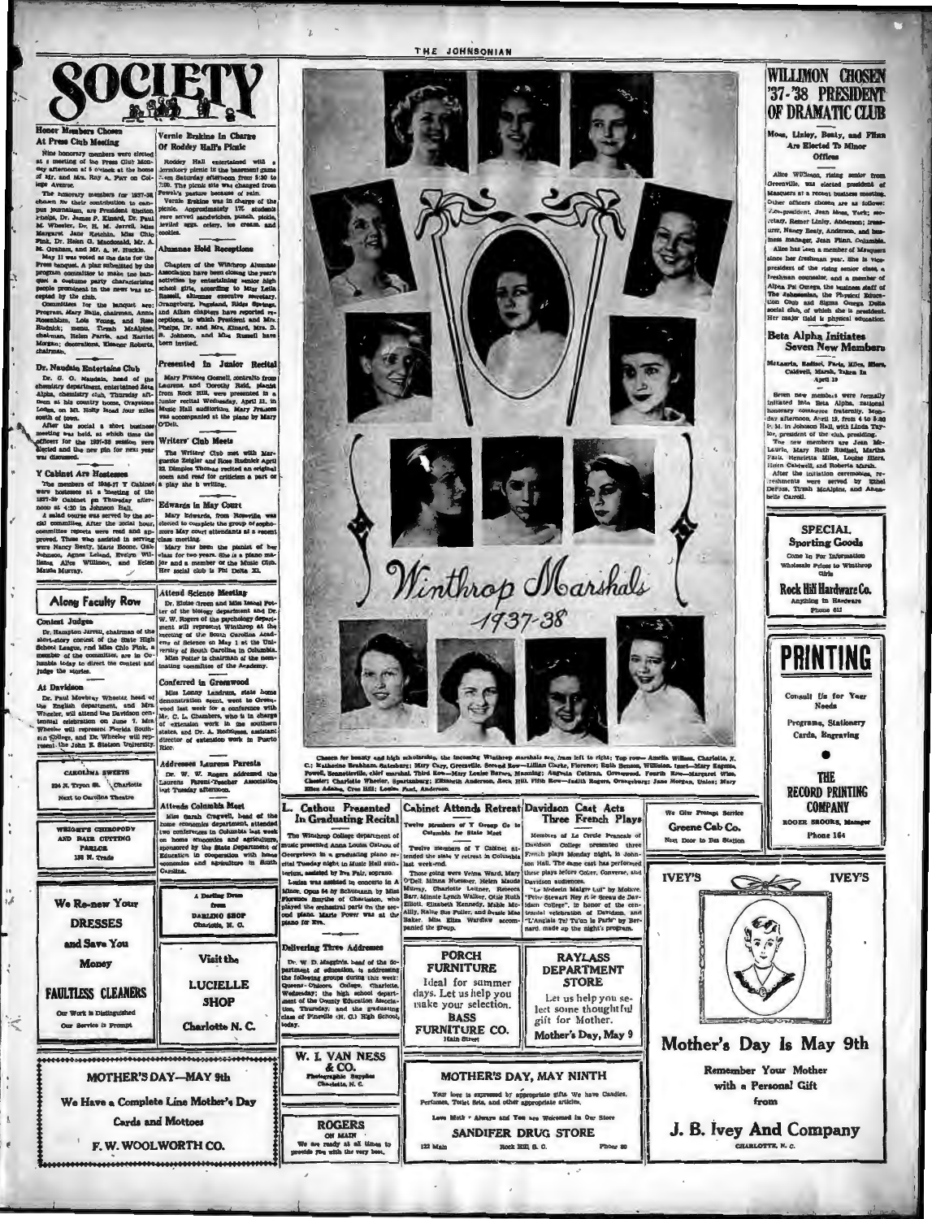# SOCIETY

## Honor Members Chosen At Press Club Meeting

Nine honorary members were elected at a meeting of the Press Club Monday afternoon at 5 o'clock at the home of Mr. and Mrs. Roy A. Parr on College Avenue.

The honorary members for 1937-38 chosen for their contribution to campus journalism, are President Shelton Phelps, Dr. James P. Kinard, Dr. Paul M. Wheeler, Dr. H. M. Jarrell, Miss Margaret Jane Ketchin, Miss Chlo Fink, Dr. Helen G. Macdonald, Mr. A. M. Graham, and Mr. A. W. Huckle.

May 11 was voted as the date for the Press banquet. A plan submitted by the program committee to make the banquet a costume party characterizing people prominent in the news was accepted by the club.

Committees for the banquet are: Program, Mary Balle, chairman, Annie Rosenblum, Lois Young, and Rose Rudnick; menu, Tirzah McAlpine, chairman, Helen Parris, and Harriet Morgan; decorations, Eleanor Roberts, chairman.

## Dr. Naudain Entertains Club

Dr. G. G. Naudain, head of the chemistry department, entertained Zeta Alpha, chemistry club, Thursday afternoon at his country home, Graystone Lodge, on Mt. Holly Road four miles south of town.

After the social a short business meeting was held, at which time the officers for the 1937-38 session were elected and the new pin for next year was discussed.

## Y Cabinet Are Hostesses

The members of 1936-37 Y Cabinet were hostesses at a meeting of the 1937-38 Cabinet on Thursday afternoon at 4:30 in Johnson Hall.

A salad course was served by the social committee. After the social hour, committee reports were read and approved. Those who assisted in serving were Nancy Beaty, Marie Boone, Gale Johnson, Agnes Leland, Evelyn Williams, Alice Willimon, and Helen Maude Murray.

## Vernie Erskine In Charge Of Roddey Hall's Picnic

Roddey Hall entertained with a dormitory picnic in the basement game room Saturday afternoon from 5:30 to 7:00. The picnic site was changed from Powell's pasture because of rain.

Vernie Erskine was in charge of the picnic. Approximately 175 students were served sandwiches, punch, pickle, deviled eggs, celery, ice cream, and cookies.

## Alumnae Hold Receptions

Chapters of the Winthrop Alumnae Association have been closing the year's activities by entertaining senior high school girls, according to Miss Leila Russell, alumnae executive secretary. Orangeburg, Pageland, Ridge Spring, and Aiken chapters have reported receptions, to which President and Mrs. Phelps, Dr. and Mrs. Kinard, Mrs. D. B. Johnson, and Miss Russell have been invited.

## Presented In Junior Recital

Mary Frances Gossett, contralto from Laurens, and Dorothy Reid, pianist from Rock Hill, were presented in a junior recital Wednesday, April 21, in Music Hall auditorium. Mary Frances was accompanied at the piano by Mary O'Dell.

## Writers' Club Meets

The Writers' Club met with Marguerite Zeigler and Rose Rudnick April 22. Dimples Thomas recited an original poem and read for criticism a part of a play she is writing.

## Edwards In May Court

Mary Edwards, from Roseville was elected to complete the group of sophomore May court attendants at a recent class meeting.

Mary has been the pianist of her class for two years. She is a piano major and a member of the Music Club. Her social club is Phi Delta Xi.

## Along Faculty Row

### Contest Judges

Dr. Hampton Jarrell, chairman of the short-story contest of the State High School League, and Miss Chlo Fink, a member of the committee, are in Columbia today to direct the contest and judge the stories.

### At Davidson

Dr. Paul Mowbray Wheeler, head of the English department, and Mrs. Wheeler, will attend the Davidson centennial celebration on June 7. Mrs. Wheeler will represent Florida Southern College, and Dr. Wheeler will represent the John B. Stetson University.

### Attend Science Meeting

Dr. Eloise Green and Miss Isabel Potter of the biology department and Dr. W. W. Rogers of the psychology department will represent Winthrop at the meeting of the South Carolina Academy of Science on May 1 at the University of South Carolina in Columbia.

Miss Potter is chairman of the nominating committee of the Academy.

### Conferred In Greenwood

Miss Lonny Landrum, state home demonstration agent, went to Greenwood last week for a conference with Mr. C. L. Chambers, who is in charge of extension work in the southern states, and Dr. A. Rodriguez, assistant director of extension work in Puerto Rico.

### Addresses Laurens Parents

Dr. W. W. Rogers addressed the Laurens Parent-Teacher Association last Tuesday afternoon.

### Attends Columbia Meet

Miss Sarah Cragwell, head of the home economics department, attended two conferences in Columbia last week on home economics and agriculture, sponsored by the State Department of Education in cooperation with home economics and agriculture in South Carolina.

CAROLINA SWEETS
124 N. Tryon St. Charlotte
Next to Carolina Theatre

WRIGHT'S CHIROPODY AND HAIR CUTTING PARLOR
138 N. Trade

A Darling Dress from DARLING SHOP Charlotte, N. C.

We Re-new Your DRESSES and Save You Money

FAULTLESS CLEANERS
Our Work is Distinguished
Our Service is Prompt

Visit the LUCIELLE SHOP Charlotte N. C.

MOTHER'S DAY—MAY 9th
We Have a Complete Line Mother's Day Cards and Mottoes
F. W. WOOLWORTH CO.

## Winthrop Marshals 1937-38

Chosen for beauty and high scholarship, the incoming Winthrop marshals are, from left to right: Top row—Amelia Willson, Charlotte, N. C.; Katharine Brabham, Salisbury; Mary Cary, Greenville. Second Row—Lillian Clarke, Florence; Ruth Benson, Williston. Inset—Mary Eugenia Powell, Bennettsville, chief marshal. Third Row—Mary Louise Barnes, Manning; Augusta Cothran, Greenwood. Fourth Row—Margaret Wise, Chester; Charlotte Wheeler, Spartanburg; Elizabeth Anderson, Rock Hill. Fifth Row—Judith Rogers, Orangeburg; Jane Morgan, Union; Mary Ellen Adams, Cross Hill; Louise Paul, Anderson.

## L. Cathou Presented In Graduating Recital

The Winthrop College department of music presented Anna Louise Cathou of Georgetown in a graduating piano recital Tuesday night in Music Hall auditorium, assisted by Eva Pair, soprano.

Louise was assisted in concerto in A Minor, Opus 54 by Schumann by Miss Florence Smythe of Charleston, who played the orchestral parts on the second piano. Marie Power was at the piano for Eva.

## Delivering Three Addresses

Dr. W. D. Magginis, head of the department of education, is addressing the following groups during this week: Queens-Chicora College, Charlotte, Wednesday; the high school department of the County Education Association, Thursday, and the graduating class of Pineville (N. C.) High School, today.

W. L. VAN NESS & CO.
Photographic Supplies
Charlotte, N. C.

ROGERS ON MAIN
We are ready at all times to provide you with the very best.

## Cabinet Attends Retreat

Twelve Members of Y Group Go to Columbia for State Meet

Twelve members of Y Cabinet attended the state Y retreat in Columbia last week-end.

Those going were Velma Ward, Mary O'Dell, Minna Huesner, Helen Maude Murray, Charlotte Leitner, Rebecca Barr, Minnie Lynch Walker, Ollie Ruth Elliott, Elizabeth Kennedy, Mable McAlily, Ruby Sue Fuller, and Bessie Mae Baker. Miss Elma Wardlaw accompanied the group.

## Davidson Cast Acts Three French Plays

Members of Le Cercle Français of Davidson College presented three French plays Monday night, in Johnson Hall. The same cast has performed these plays before Coker, Converse, and Davidson audiences.

"Le Médecin Malgré Lui" by Molière, "Peter Stewart Ney et le Greco de Davidson College", in honor of the centennial celebration of Davidson, and "L'Anglais Tel Qu'on le Parle" by Bernard, made up the night's program.

PORCH FURNITURE
Ideal for summer days. Let us help you make your selection.
BASS FURNITURE CO.
Main Street

RAYLASS DEPARTMENT STORE
Let us help you select some thoughtful gift for Mother.
Mother's Day, May 9

MOTHER'S DAY, MAY NINTH
Your love is expressed by appropriate gifts. We have Candies, Perfumes, Toilet Sets, and other appropriate articles.
Love Mother—Always and You are Welcomed in Our Store
SANDIFER DRUG STORE
122 Main Rock Hill, S. C. Phone 80

## WILLIMON CHOSEN '37-'38 PRESIDENT OF DRAMATIC CLUB

Moss, Linley, Beaty, and Flinn Are Elected To Minor Offices

Alice Willimon, rising senior from Greenville, was elected president of Masquers at a recent business meeting. Other officers chosen are as follows: Vice-president, Jean Moss, York; secretary, Remer Linley, Anderson; treasurer, Nancy Beaty, Anderson, and business manager, Jean Flinn, Columbia.

Alice has been a member of Masquers since her freshman year. She is vice-president of the rising senior class, a freshman counselor, and a member of Alpha Psi Omega, the business staff of The Johnsonian, the Physical Education Club and Sigma Omega Delta social club, of which she is president. Her major field is physical education.

## Beta Alpha Initiates Seven New Members

McLaurin, Rudisel, Faris, Miles, Elers, Caldwell, Marsh, Taken In April 19

Seven new members were formally initiated into Beta Alpha, national honorary commerce fraternity, Monday afternoon, April 19, from 4 to 5:30 P. M. in Johnson Hall, with Linda Taylor, president of the club, presiding.

The new members are Jean McLaurin, Mary Ruth Rudisel, Martha Faris, Henrietta Miles, Louise Elers, Helen Caldwell, and Roberta Marsh.

After the initiation ceremonies, refreshments were served by Ethel DeFoss, Tirzah McAlpine, and Annabelle Carroll.

SPECIAL Sporting Goods
Come In For Information
Wholesale Prices to Winthrop Girls
Rock Hill Hardware Co.
Anything in Hardware
Phone 613

PRINTING
Consult Us for Your Needs
Programs, Stationery
Cards, Engraving
THE RECORD PRINTING COMPANY
ROGER BROOKS, Manager
Phone 164

We Give Prompt Service
Greene Cab Co.
Next Door to Bus Station

IVEY'S IVEY'S

Mother's Day Is May 9th
Remember Your Mother with a Personal Gift from
J. B. Ivey And Company
CHARLOTTE, N. C.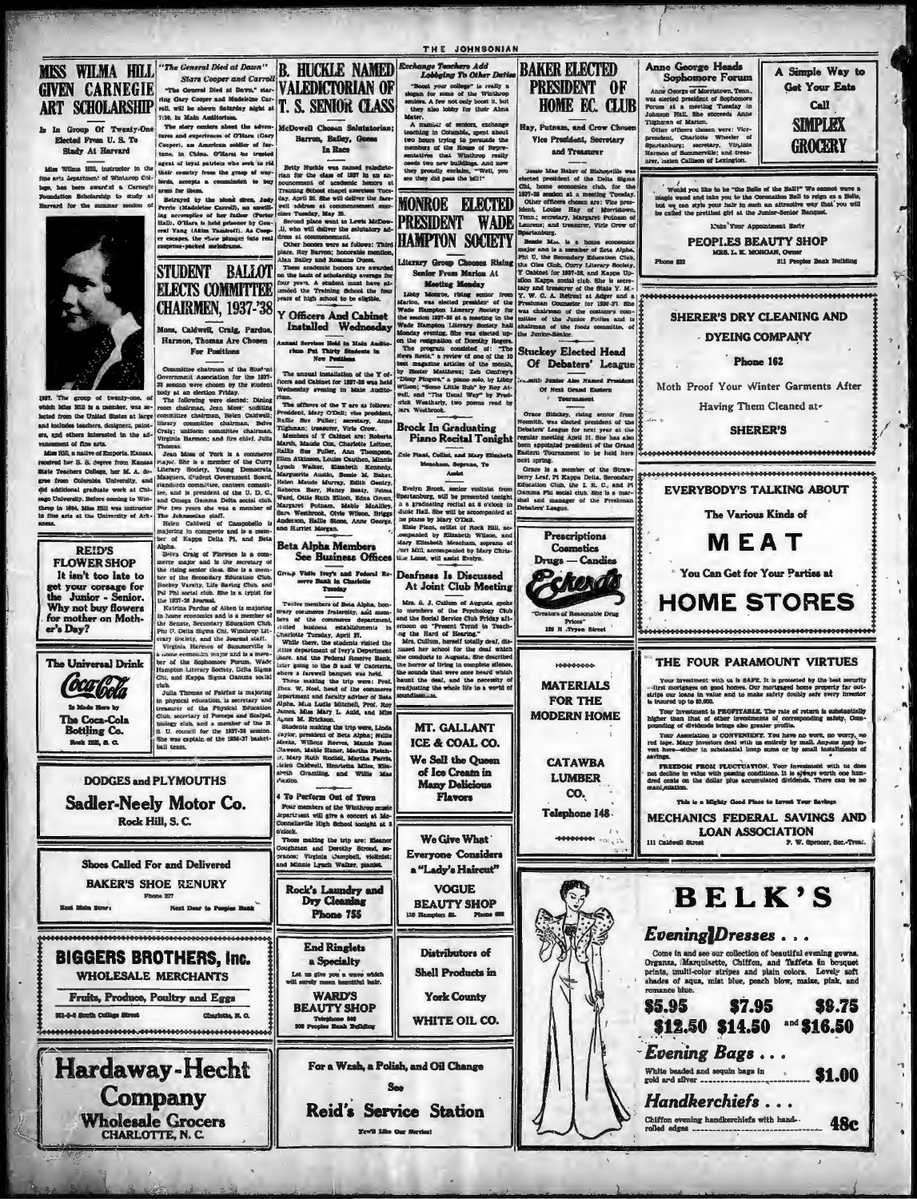# MISS WILMA HILL GIVEN CARNEGIE ART SCHOLARSHIP

## Is In Group Of Twenty-One Elected From U. S. To Study At Harvard

Miss Wilma Hill, instructor in the fine arts department of Winthrop College, has been awarded a Carnegie Foundation Scholarship to study at Harvard for the summer session of 1937. The group of twenty-one, of which Miss Hill is a member, was selected from the United States at large and includes teachers, designers, painters, and others interested in the advancement of fine arts.

Miss Hill, a native of Emporia, Kansas, received her B. S. degree from Kansas State Teachers College, her M. A. degree from Columbia University, and did additional graduate work at Chicago University. Before coming to Winthrop in 1934, Miss Hill was instructor in fine arts at the University of Arkansas.

**REID'S FLOWER SHOP**

It isn't too late to get your corsage for the Junior - Senior. Why not buy flowers for mother on Mother's Day?

**The Universal Drink**

Coca-Cola

Is Made Here by The Coca-Cola Bottling Co. Rock Hill, S. C.

**DODGES and PLYMOUTHS**

**Sadler-Neely Motor Co.**

Rock Hill, S. C.

**Shoes Called For and Delivered**

**BAKER'S SHOE RENURY**

Phone 227

East Main Street — Next Door to Peoples Bank

**BIGGERS BROTHERS, Inc.**

WHOLESALE MERCHANTS

Fruits, Produce, Poultry and Eggs

501-5-8 South College Street — Charlotte, N. C.

**Hardaway-Hecht Company**

Wholesale Grocers

CHARLOTTE, N. C.

## "The General Died at Dawn" Stars Cooper and Carroll

"The General Died at Dawn," starring Gary Cooper and Madeleine Carroll, will be shown Saturday night at 7:30, in Main Auditorium.

The story centers about the adventures and experiences of O'Hara (Gary Cooper), an American soldier of fortune, in China. O'Hara, an trusted agent of loyal patriots who seek to rid their country from the group of warlords, accepts a commission to buy arms for them.

Betrayed by the blond siren, Judy Perrie (Madeleine Carroll), an unwilling accomplice of her father (Porter Hall), O'Hara is held prisoner by General Yang (Akim Tamiroff). As Cooper escapes, the show plunges into real suspense-packed melodrama.

# STUDENT BALLOT ELECTS COMMITTEE CHAIRMEN, 1937-'38

## Moss, Caldwell, Craig, Pardoe, Harmon, Thomas Are Chosen For Positions

Committee chairmen of the Student Government Association for the 1937-38 session were chosen by the student body at an election Friday.

The following were elected: Dining room chairman, Jean Moss; auditing committee chairman, Helen Caldwell; library committee chairman, Belva Craig; uniform committee chairman, Virginia Harmon; and fire chief, Julia Thomas.

Jean Moss of York is a commerce major. She is a member of the Curry Literary Society, Young Democrats, Masquers, Student Government Board, standards committee, canteen committee, and is president of the U. D. C. and Omega Gamma Delta social club. For two years she was a member of The Johnsonian staff.

Helen Caldwell of Campobello is majoring in commerce and is a member of Kappa Delta Pi, and Beta Alpha.

Belva Craig of Florence is a commerce major and is the secretary of the rising senior class. She is a member of the Secondary Education Club, Hockey Varsity, Life Saving Club, and Psi Phi social club. She is a typist for the 1937-38 Journal.

Katrina Pardoe of Aiken is majoring in home economics and is a member of the Senate, Secondary Education Club, Phi U, Delta Sigma Chi, Winthrop Literary Society, and the Journal staff.

Virginia Harmon of Summerville is a home economics major and is a member of the Sophomore Forum, Wade Hampton Literary Society, Delta Sigma Chi, and Kappa Sigma Gamma social club.

Julia Thomas of Fairfax is majoring in physical education, is secretary and treasurer of the Physical Education Club, secretary of Forceps and Scalpel biology club, and a member of the R. S. U. council for the 1937-38 session. She was captain of the 1936-37 basketball team.

# B. HUCKLE NAMED VALEDICTORIAN OF T. S. SENIOR CLASS

## McDowell Chosen Salutatorian; Barron, Bailey, Goess In Race

Betty Huckle was named valedictorian for the class of 1937 in an announcement of academic honors at Training School chapel exercises Tuesday, April 20. She will deliver the farewell address at commencement exercises Tuesday, May 25.

Second place went to Lewis McDowell, who will deliver the salutatory address at commencement.

Other honors were as follows: Third place, Roy Barron; honorable mention, Alan Bailey and Roxanne Goess.

These academic honors are awarded on the basis of scholarship average for four years. A student must have attended the Training School the four years of high school to be eligible.

## Y Officers And Cabinet Installed Wednesday

### Annual Services Held in Main Auditorium Put Thirty Students in New Positions

The annual installation of the Y officers and cabinet for 1937-38 was held Wednesday evening in Main Auditorium.

The officers of the Y are as follows: President, Mary O'Dell; vice president, Rallie Sue Fuller; secretary, Anne Tilghman; treasurer, Virie Crow.

Members of Y Cabinet are: Roberta Marsh, Maude Cox, Charlotte Leitner, Rallie Sue Fuller, Ann Thompson, Ellen Atkinson, Louise Cauthen, Minnie Lynch Walker, Elizabeth Kennedy, Marguerite Austin, Bessie M. Baker, Helen Maude Murray, Edith Gentry, Rebecca Barr, Nancy Beaty, Velma Ward, Ollie Ruth Elliott, Edna Green, Margaret Putnam, Mable McAlley, Sara Westbrook, Orvie Wilson, Briggs Anderson, Hallie Stone, Anne George, and Harriet Morgan.

## Beta Alpha Members See Business Offices

### Group Visits Ivey's and Federal Reserve Bank in Charlotte Tuesday

Twelve members of Beta Alpha, honorary commerce fraternity, and members of the commerce department, visited business establishments in Charlotte Tuesday, April 27.

While there, the students visited the office department of Ivey's Department Store and the Federal Reserve Bank, later going to the S and W Cafeteria, where a farewell banquet was held.

Those making the trip were: Prof. Thos. W. Noel, head of the commerce department and faculty adviser of Beta Alpha, Miss Lucia Mitchell, Prof. Roy James, Miss Mary L. Auld, and Miss Agnes M. Erickson.

Students making the trip were, Linda Taylor, president of Beta Alpha; Nellie Meeks, Willene Reeves, Mamie Rose Clawson, Mable Haner, Martha Fletcher, Mary Ruth Riddell, Martha Purvis, Helen Caldwell, Henrietta Miles, Elizabeth Grambling, and Willie Mae Paxton.

## 4 To Perform Out of Town

Four members of the Winthrop music department will give a concert at McConnellsville High School tonight at 8 o'clock.

Those making the trip are: Eleanor Coughman and Dorothy Stroud, sopranos; Virginia Campbell, violinist; and Minnie Lynch Walker, pianist.

**Rock's Laundry and Dry Cleaning**

Phone 755

**End Ringlets a Specialty**

Let us give you a wave which will surely mean beautiful hair.

**WARD'S BEAUTY SHOP**

Telephone 940 — 306 Peoples Bank Building

For a Wash, a Polish, and Oil Change

See

**Reid's Service Station**

You'll Like Our Service!

## Exchange Teachers Add Lobbying To Other Duties

"Boost your college" is really a slogan for some of the Winthrop seniors. A few not only boost it, but they also lobby for their Alma Mater.

A number of seniors, exchange teaching in Columbia, spent about two hours trying to persuade the members of the House of Representatives that Winthrop really needs two new buildings. And now they proudly exclaim, "Well, you see they did pass the bill!"

# MONROE ELECTED PRESIDENT WADE HAMPTON SOCIETY

## Literary Group Chooses Rising Senior From Marion At Meeting Monday

Libby Monroe, rising senior from Marion, was elected president of the Wade Hampton Literary Society for the session 1937-38 at a meeting in the Wade Hampton Literary Society hall Monday evening. She was elected upon the resignation of Dorothy Rogers.

The program consisted of: "The News Reels," a review of one of the 10 best magazine articles of the month, by Hester Matthews; Zeb Confrey's "Dizzy Fingers," a piano solo, by Libby Wilson; "Some Little Sub" by Roy Atwell, and "The Usual Way" by Frederick Weatherly, two poems read by Sara Westbrook.

## Brock In Graduating Piano Recital Tonight

### Cole Pianist, Cellist, and Mary Elizabeth Meacham, Soprano, To Assist

Evelyn Brock, senior violinist from Spartanburg, will be presented tonight in a graduating recital at 8 o'clock in Music Hall. She will be accompanied at the piano by Mary O'Dell.

Elsie Piani, cellist of Rock Hill, accompanied by Elizabeth Wilson, and Mary Elizabeth Meacham, soprano of Fort Mill, accompanied by Mary Christine Lesse, will assist Evelyn.

## Deafness Is Discussed At Joint Club Meeting

Mrs. S. J. Cullum of Augusta spoke to members of the Psychology Club and the Social Service Club Friday afternoon on "Present Trend in Teaching the Hard of Hearing."

Mrs. Cullum, herself totally deaf, discussed her school for the deaf which she conducts in Augusta. She described the horror of living in complete silence, the sounds that were once heard which haunt the deaf, and the necessity of readjusting the whole life to a world of soundlessness.

**MT. GALLANT ICE & COAL CO.**

We Sell the Queen of Ice Cream in Many Delicious Flavors

**We Give What Everyone Considers a "Lady's Haircut"**

**VOGUE BEAUTY SHOP**

110 Hampton St. — Phone 666

**Distributors of Shell Products in York County**

**WHITE OIL CO.**

# BAKER ELECTED PRESIDENT OF HOME EC. CLUB

## Hay, Putnam, and Crow Chosen Vice President, Secretary and Treasurer

Jessie Mae Baker of Bishopville was elected president of the Delta Sigma Chi, home economics club, for the 1937-38 session at a meeting Tuesday.

Other officers chosen are: Vice president, Louise Hay of Morristown, Tenn.; secretary, Margaret Putnam of Laurens; and treasurer, Virie Crow of Spartanburg.

Bessie Mae, is a house economics major and is a member of Zeta Alpha, Phi U, the Secondary Education Club, the Glee Club, Curry Literary Society, Y Cabinet for 1937-38, and Kappa Upsilon Kappa social club. She is secretary and treasurer of the State Y. M.-Y. W. C. A. Retreat at Adger and a Freshman Counselor for 1936-37. She was chairman of the costume committee of the Junior Follies and is chairman of the foods committee, of the Junior-Senior.

## Stuckey Elected Head Of Debaters' League

### Smith Junior Also Named President Of Next Grand Eastern Tournament

Grace Stuckey, rising senior from Kesmith, was elected president of the Debaters' League for next year at the regular meeting April 21. She has also been appointed president of the Grand Eastern Tournament to be held here next spring.

Grace is a member of the Strawberry Leaf, Pi Kappa Delta, Secondary Education Club, the I. R. C., and Pi Gamma Phi social club. She is a marshal and manager of the Freshman Debaters' League.

**Prescriptions — Cosmetics — Drugs — Candies**

**Eckerd's**

"Creators of Reasonable Drug Prices"

128 N. Tryon Street

**MATERIALS FOR THE MODERN HOME**

**CATAWBA LUMBER CO.**

Telephone 148

# Anne George Heads Sophomore Forum

Anne George of Morristown, Tenn., was elected president of Sophomore Forum at a meeting Tuesday in Johnson Hall. She succeeds Anne Tilghman of Marion.

Other officers chosen were: Vice-president, Charlotte Wheeler of Spartanburg; secretary, Virginia Harmon of Summerville; and treasurer, Helen Calhoun of Lexington.

**A Simple Way to Get Your Eats**

Call

**SIMPLEX GROCERY**

Would you like to be "the Belle of the Ball?" We cannot wave a magic wand and take you to the Coronation Ball to reign as a Belle, but we can style your hair in such an attractive way that you will be called the prettiest girl at the Junior-Senior Banquet.

Make Your Appointment Early

**PEOPLES BEAUTY SHOP**

MRS. L. K. MORGAN, Owner

Phone 832 — 311 Peoples Bank Building

**SHERER'S DRY CLEANING AND DYEING COMPANY**

Phone 162

Moth Proof Your Winter Garments After Having Them Cleaned at

**SHERER'S**

**EVERYBODY'S TALKING ABOUT**

The Various Kinds of

**MEAT**

You Can Get for Your Parties at

**HOME STORES**

**THE FOUR PARAMOUNT VIRTUES**

Your investment with us is SAFE. It is protected by the best security—first mortgages on good homes. Our mortgaged home property far outstrips our loans in value and to make safety doubly safe every investor is insured up to $5,000.

Your investment is PROFITABLE. The rate of return is substantially higher than that of other investments of corresponding safety. Compounding of dividends brings also greater profits.

Your Association is CONVENIENT. You have no work, no worry, no red tape. Many investors deal with us entirely by mail. Anyone may invest here—either in substantial lump sums or by small installments of savings.

FREEDOM FROM FLUCTUATION. Your investment with us does not decline in value with passing conditions. It is always worth one hundred cents on the dollar plus accumulated dividends. There can be no manipulation.

This is a Mighty Good Place to Invest Your Savings

**MECHANICS FEDERAL SAVINGS AND LOAN ASSOCIATION**

111 Caldwell Street — P. W. Spencer, Sec.-Treas.

# BELK'S

## *Evening Dresses . . .*

Come in and see our collection of beautiful evening gowns, Organza, Marquisette, Chiffon, and Taffeta in bouquet prints, multi-color stripes and plain colors. Lovely soft shades of aqua, mist blue, peach blow, maize, pink, and romance blue.

$5.95 $7.95 $8.75 $12.50 $14.50 and $16.50

## *Evening Bags . . .*

White beaded and sequin bags in gold and silver ........ $1.00

## *Handkerchiefs . . .*

Chiffon evening handkerchiefs with hand-rolled edges ........ 48c